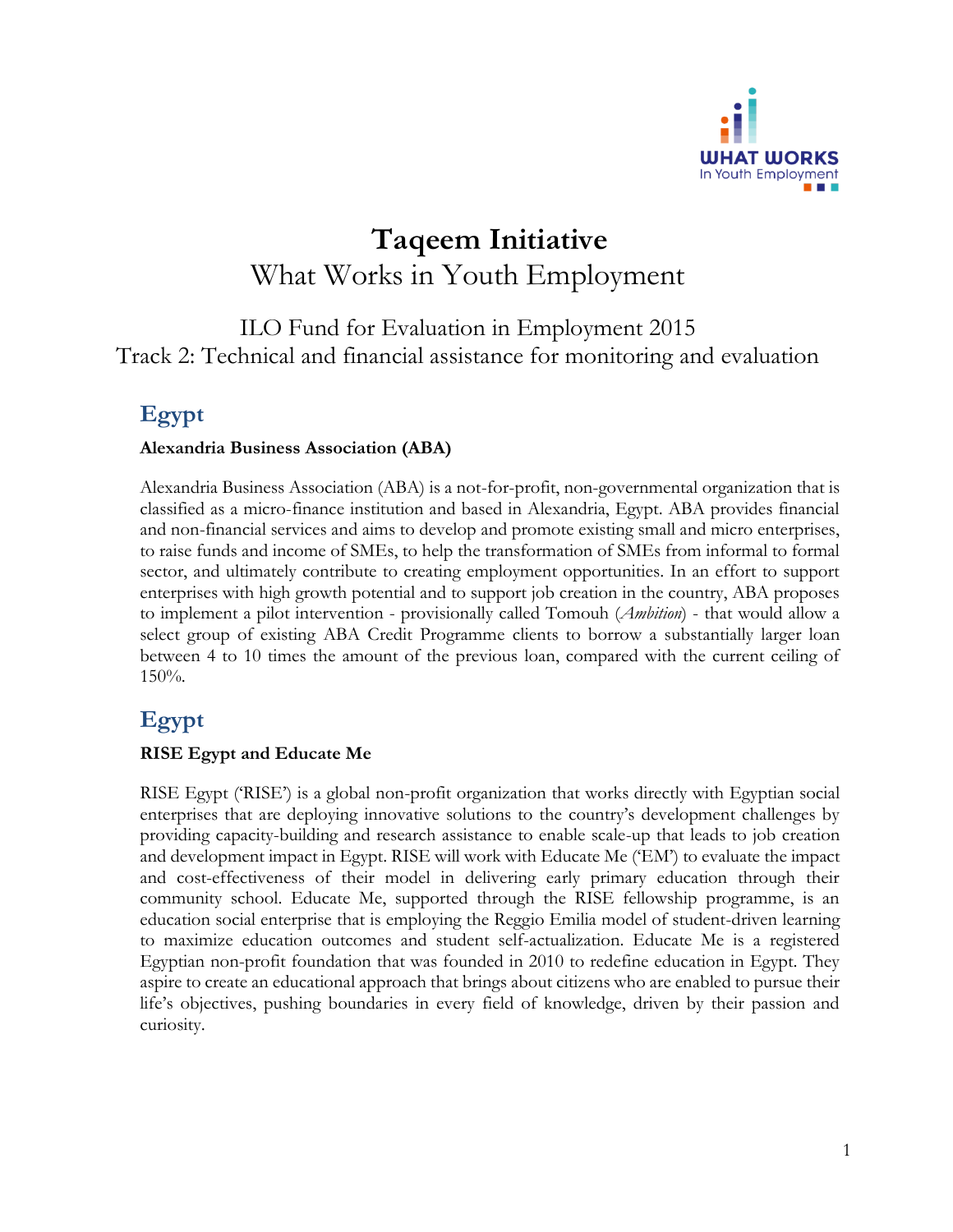# Taqeem Initiative

What Works in Youth Employment

ILO Fund for Evaluation in Employment 2015

Track 2: Technical and financial assistance for monitoring and evaluation

## Egypt

**Alexandria Business Association (ABA)**

Alexandria Business Association (ABA) is a not-for-profit, non-governmental organization that is classified as a micro-finance institution and based in Alexandria, Egypt. ABA provides financial and non-financial services and aims to develop and promote existing small and micro enterprises, to raise funds and income of SMEs, to help the transformation of SMEs from informal to formal sector, and ultimately contribute to creating employment opportunities. In an effort to support enterprises with high growth potential and to support job creation in the country, ABA proposes to implement a pilot intervention - provisionally called Tomouh (*Ambition*) - that would allow a select group of existing ABA Credit Programme clients to borrow a substantially larger loan between 4 to 10 times the amount of the previous loan, compared with the current ceiling of 150%.

## Egypt

**RISE Egypt and Educate Me**

RISE Egypt ('RISE') is a global non-profit organization that works directly with Egyptian social enterprises that are deploying innovative solutions to the country's development challenges by providing capacity-building and research assistance to enable scale-up that leads to job creation and development impact in Egypt. RISE will work with Educate Me ('EM') to evaluate the impact and cost-effectiveness of their model in delivering early primary education through their community school. Educate Me, supported through the RISE fellowship programme, is an education social enterprise that is employing the Reggio Emilia model of student-driven learning to maximize education outcomes and student self-actualization. Educate Me is a registered Egyptian non-profit foundation that was founded in 2010 to redefine education in Egypt. They aspire to create an educational approach that brings about citizens who are enabled to pursue their life's objectives, pushing boundaries in every field of knowledge, driven by their passion and curiosity.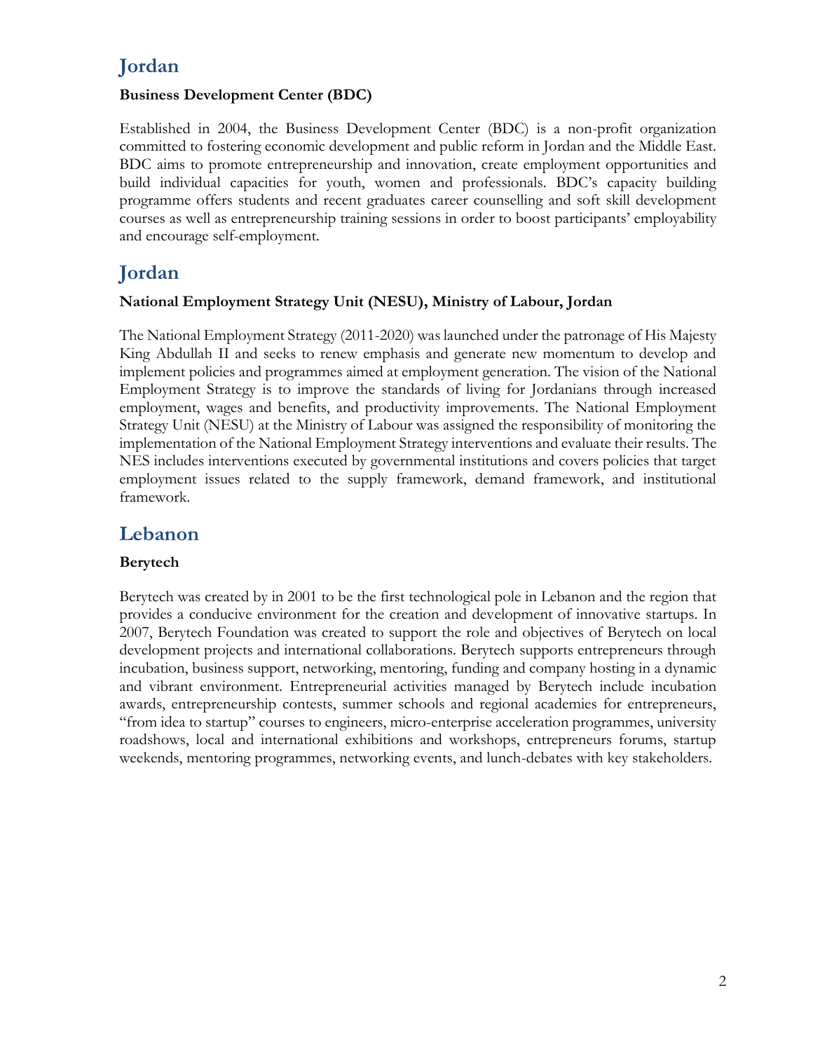## Jordan

### Business Development Center (BDC)

Established in 2004, the Business Development Center (BDC) is a non-profit organization committed to fostering economic development and public reform in Jordan and the Middle East. BDC aims to promote entrepreneurship and innovation, create employment opportunities and build individual capacities for youth, women and professionals. BDC's capacity building programme offers students and recent graduates career counselling and soft skill development courses as well as entrepreneurship training sessions in order to boost participants' employability and encourage self-employment.

## Jordan

### National Employment Strategy Unit (NESU), Ministry of Labour, Jordan

The National Employment Strategy (2011-2020) was launched under the patronage of His Majesty King Abdullah II and seeks to renew emphasis and generate new momentum to develop and implement policies and programmes aimed at employment generation. The vision of the National Employment Strategy is to improve the standards of living for Jordanians through increased employment, wages and benefits, and productivity improvements. The National Employment Strategy Unit (NESU) at the Ministry of Labour was assigned the responsibility of monitoring the implementation of the National Employment Strategy interventions and evaluate their results. The NES includes interventions executed by governmental institutions and covers policies that target employment issues related to the supply framework, demand framework, and institutional framework.

## Lebanon

### Berytech

Berytech was created by in 2001 to be the first technological pole in Lebanon and the region that provides a conducive environment for the creation and development of innovative startups. In 2007, Berytech Foundation was created to support the role and objectives of Berytech on local development projects and international collaborations. Berytech supports entrepreneurs through incubation, business support, networking, mentoring, funding and company hosting in a dynamic and vibrant environment. Entrepreneurial activities managed by Berytech include incubation awards, entrepreneurship contests, summer schools and regional academies for entrepreneurs, "from idea to startup" courses to engineers, micro-enterprise acceleration programmes, university roadshows, local and international exhibitions and workshops, entrepreneurs forums, startup weekends, mentoring programmes, networking events, and lunch-debates with key stakeholders.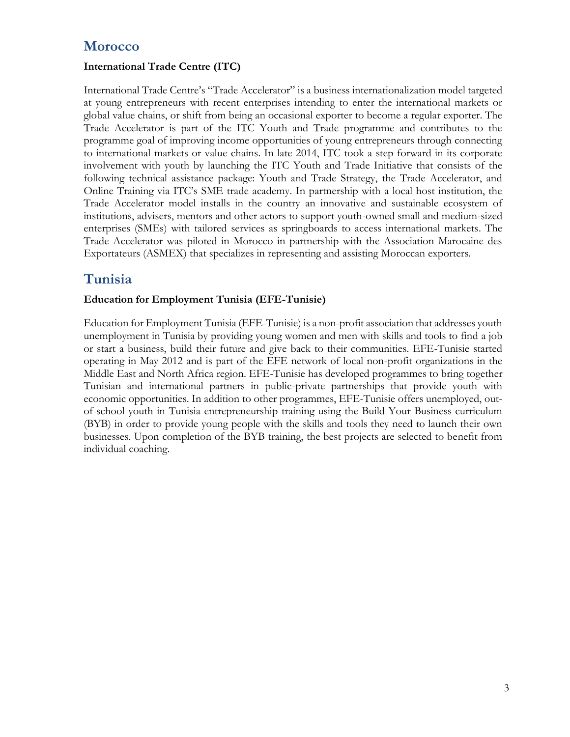## Morocco

### International Trade Centre (ITC)

International Trade Centre's "Trade Accelerator" is a business internationalization model targeted at young entrepreneurs with recent enterprises intending to enter the international markets or global value chains, or shift from being an occasional exporter to become a regular exporter. The Trade Accelerator is part of the ITC Youth and Trade programme and contributes to the programme goal of improving income opportunities of young entrepreneurs through connecting to international markets or value chains. In late 2014, ITC took a step forward in its corporate involvement with youth by launching the ITC Youth and Trade Initiative that consists of the following technical assistance package: Youth and Trade Strategy, the Trade Accelerator, and Online Training via ITC's SME trade academy. In partnership with a local host institution, the Trade Accelerator model installs in the country an innovative and sustainable ecosystem of institutions, advisers, mentors and other actors to support youth-owned small and medium-sized enterprises (SMEs) with tailored services as springboards to access international markets. The Trade Accelerator was piloted in Morocco in partnership with the Association Marocaine des Exportateurs (ASMEX) that specializes in representing and assisting Moroccan exporters.

## Tunisia

### Education for Employment Tunisia (EFE-Tunisie)

Education for Employment Tunisia (EFE-Tunisie) is a non-profit association that addresses youth unemployment in Tunisia by providing young women and men with skills and tools to find a job or start a business, build their future and give back to their communities. EFE-Tunisie started operating in May 2012 and is part of the EFE network of local non-profit organizations in the Middle East and North Africa region. EFE-Tunisie has developed programmes to bring together Tunisian and international partners in public-private partnerships that provide youth with economic opportunities. In addition to other programmes, EFE-Tunisie offers unemployed, out-of-school youth in Tunisia entrepreneurship training using the Build Your Business curriculum (BYB) in order to provide young people with the skills and tools they need to launch their own businesses. Upon completion of the BYB training, the best projects are selected to benefit from individual coaching.